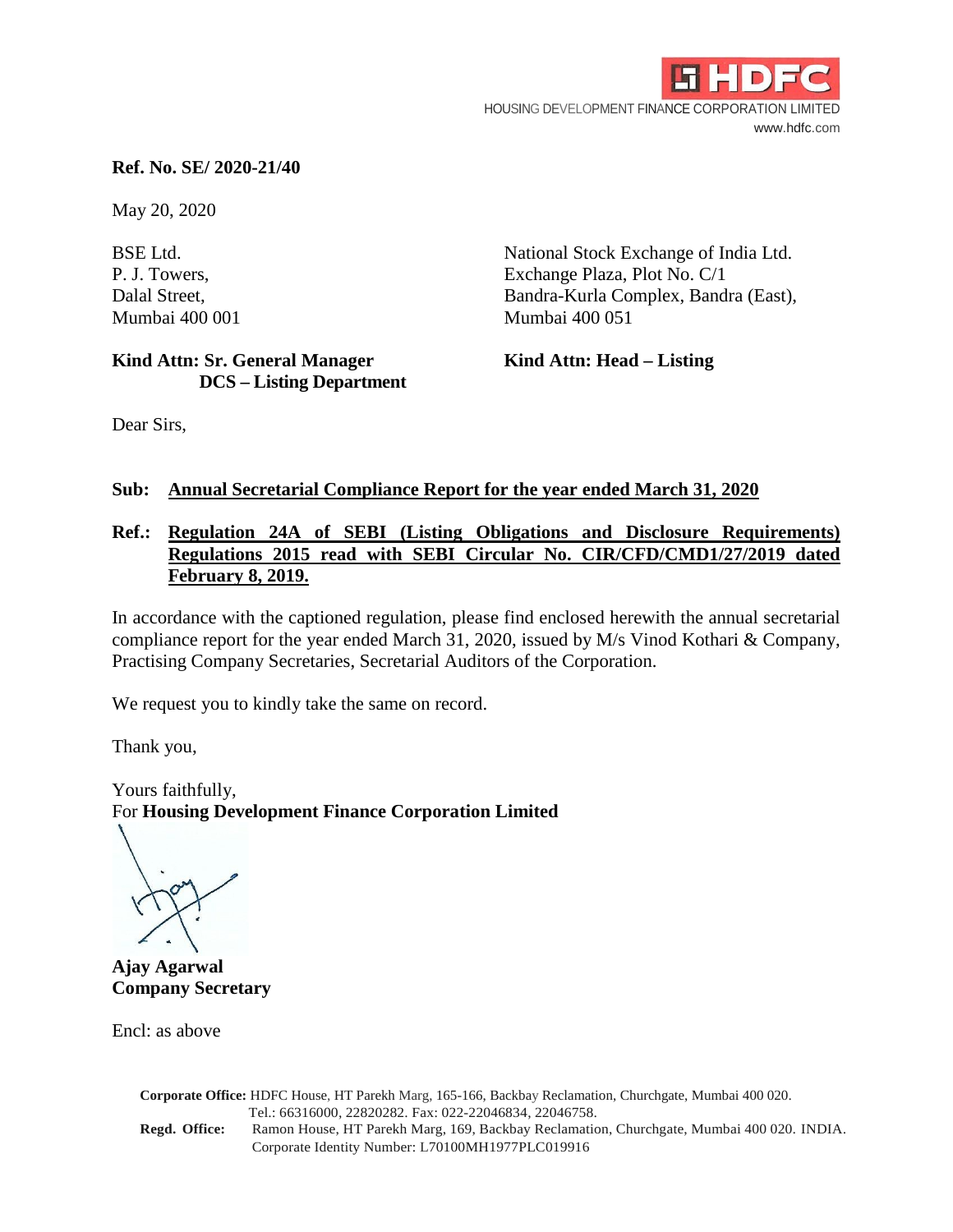HDFC

HOUSING DEVELOPMENT FINANCE CORPORATION LIMITED

www.hdfc.com

**Ref. No. SE/ 2020-21/40**

May 20, 2020

BSE Ltd.
P. J. Towers,
Dalal Street,
Mumbai 400 001

**Kind Attn: Sr. General Manager**
**DCS – Listing Department**

National Stock Exchange of India Ltd.
Exchange Plaza, Plot No. C/1
Bandra-Kurla Complex, Bandra (East),
Mumbai 400 051

**Kind Attn: Head – Listing**

Dear Sirs,

**Sub: Annual Secretarial Compliance Report for the year ended March 31, 2020**

**Ref.: Regulation 24A of SEBI (Listing Obligations and Disclosure Requirements) Regulations 2015 read with SEBI Circular No. CIR/CFD/CMD1/27/2019 dated February 8, 2019.**

In accordance with the captioned regulation, please find enclosed herewith the annual secretarial compliance report for the year ended March 31, 2020, issued by M/s Vinod Kothari & Company, Practising Company Secretaries, Secretarial Auditors of the Corporation.

We request you to kindly take the same on record.

Thank you,

Yours faithfully,
For **Housing Development Finance Corporation Limited**

**Ajay Agarwal**
**Company Secretary**

Encl: as above

**Corporate Office:** HDFC House, HT Parekh Marg, 165-166, Backbay Reclamation, Churchgate, Mumbai 400 020.
Tel.: 66316000, 22820282. Fax: 022-22046834, 22046758.
**Regd. Office:** Ramon House, HT Parekh Marg, 169, Backbay Reclamation, Churchgate, Mumbai 400 020. INDIA.
Corporate Identity Number: L70100MH1977PLC019916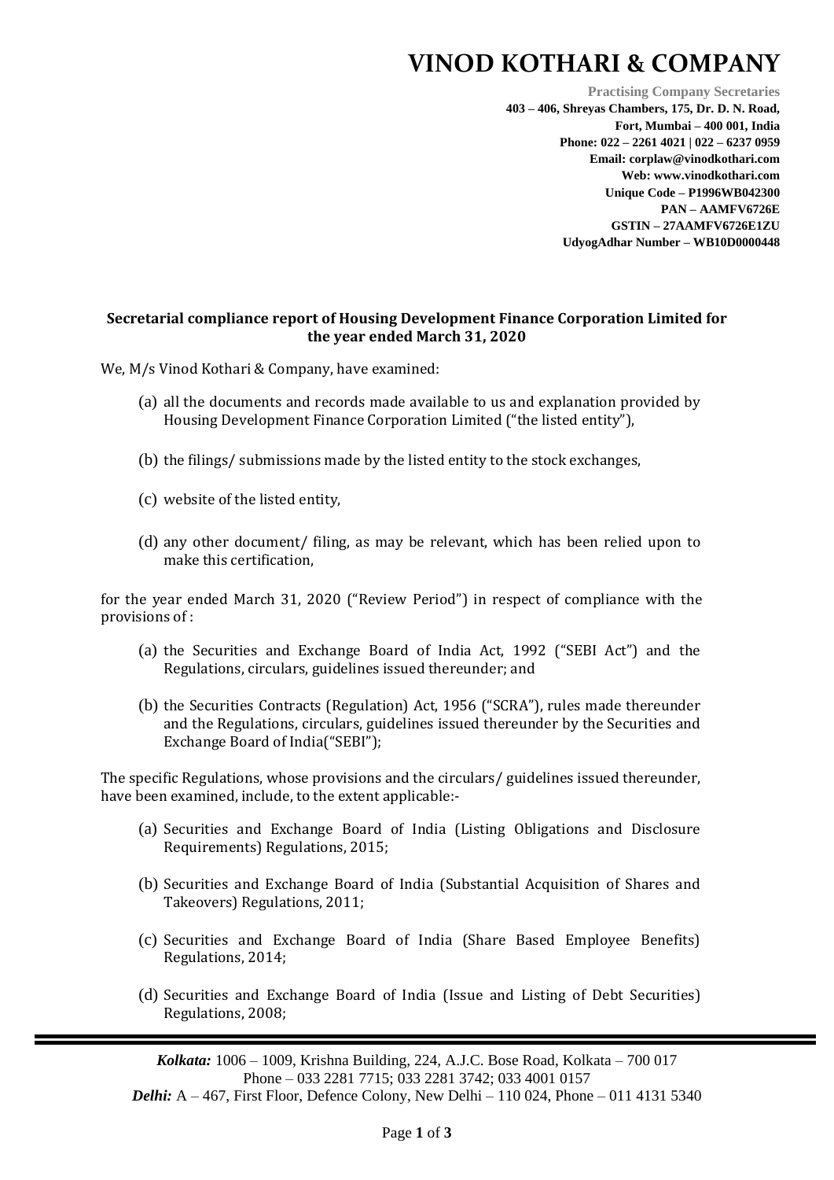# VINOD KOTHARI & COMPANY

**Practising Company Secretaries**
**403 – 406, Shreyas Chambers, 175, Dr. D. N. Road,**
**Fort, Mumbai – 400 001, India**
**Phone: 022 – 2261 4021 | 022 – 6237 0959**
**Email: corplaw@vinodkothari.com**
**Web: www.vinodkothari.com**
**Unique Code – P1996WB042300**
**PAN – AAMFV6726E**
**GSTIN – 27AAMFV6726E1ZU**
**UdyogAdhar Number – WB10D0000448**

**Secretarial compliance report of Housing Development Finance Corporation Limited for the year ended March 31, 2020**

We, M/s Vinod Kothari & Company, have examined:

(a) all the documents and records made available to us and explanation provided by Housing Development Finance Corporation Limited ("the listed entity"),

(b) the filings/ submissions made by the listed entity to the stock exchanges,

(c) website of the listed entity,

(d) any other document/ filing, as may be relevant, which has been relied upon to make this certification,

for the year ended March 31, 2020 ("Review Period") in respect of compliance with the provisions of :

(a) the Securities and Exchange Board of India Act, 1992 ("SEBI Act") and the Regulations, circulars, guidelines issued thereunder; and

(b) the Securities Contracts (Regulation) Act, 1956 ("SCRA"), rules made thereunder and the Regulations, circulars, guidelines issued thereunder by the Securities and Exchange Board of India("SEBI");

The specific Regulations, whose provisions and the circulars/ guidelines issued thereunder, have been examined, include, to the extent applicable:-

(a) Securities and Exchange Board of India (Listing Obligations and Disclosure Requirements) Regulations, 2015;

(b) Securities and Exchange Board of India (Substantial Acquisition of Shares and Takeovers) Regulations, 2011;

(c) Securities and Exchange Board of India (Share Based Employee Benefits) Regulations, 2014;

(d) Securities and Exchange Board of India (Issue and Listing of Debt Securities) Regulations, 2008;

***Kolkata:*** 1006 – 1009, Krishna Building, 224, A.J.C. Bose Road, Kolkata – 700 017
Phone – 033 2281 7715; 033 2281 3742; 033 4001 0157
***Delhi:*** A – 467, First Floor, Defence Colony, New Delhi – 110 024, Phone – 011 4131 5340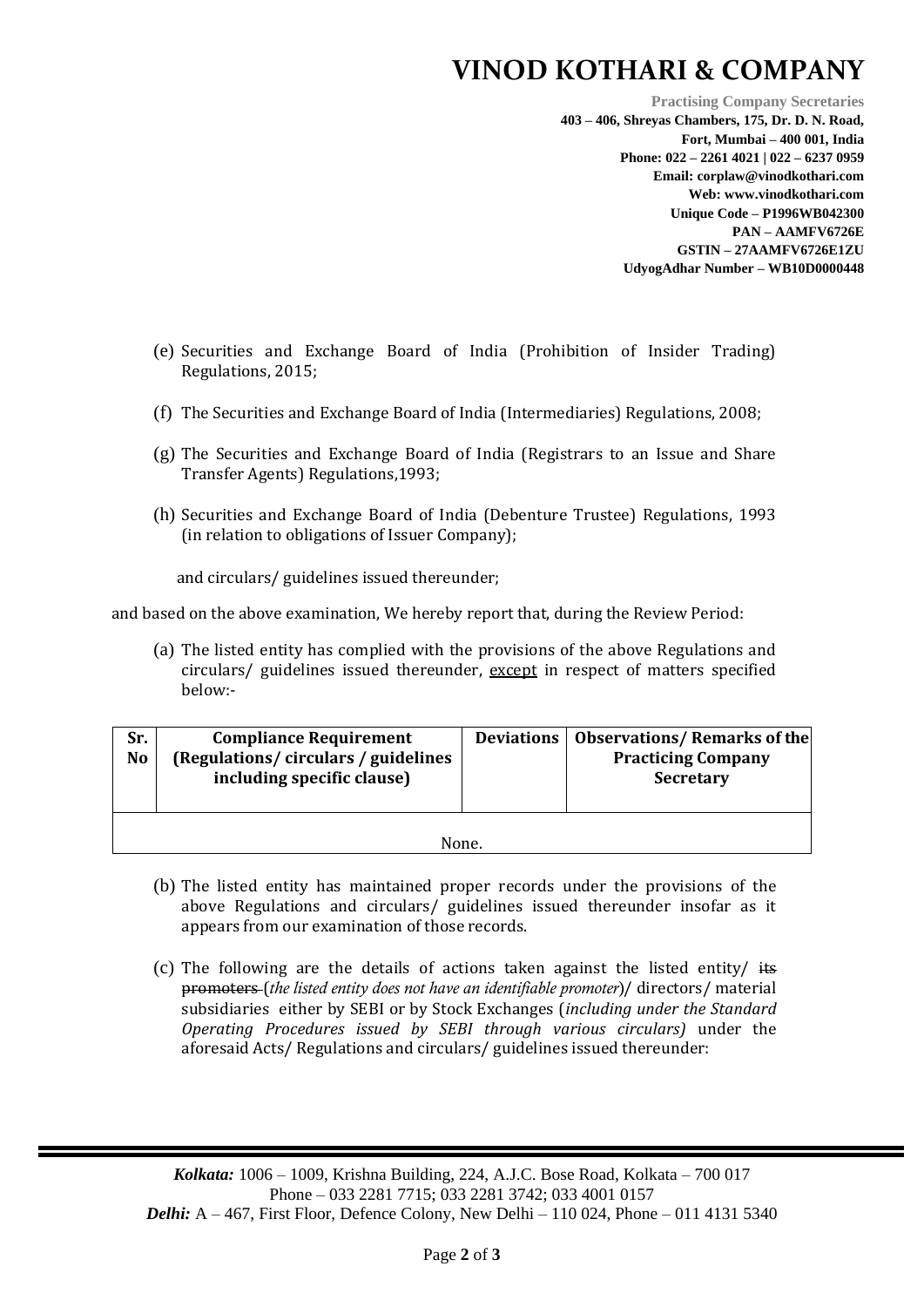(e) Securities and Exchange Board of India (Prohibition of Insider Trading) Regulations, 2015;

(f) The Securities and Exchange Board of India (Intermediaries) Regulations, 2008;

(g) The Securities and Exchange Board of India (Registrars to an Issue and Share Transfer Agents) Regulations,1993;

(h) Securities and Exchange Board of India (Debenture Trustee) Regulations, 1993 (in relation to obligations of Issuer Company);

and circulars/ guidelines issued thereunder;

and based on the above examination, We hereby report that, during the Review Period:

(a) The listed entity has complied with the provisions of the above Regulations and circulars/ guidelines issued thereunder, <u>except</u> in respect of matters specified below:-

| Sr. No | Compliance Requirement (Regulations/ circulars / guidelines including specific clause) | Deviations | Observations/ Remarks of the Practicing Company Secretary |
|---|---|---|---|
| None. | | | |

(b) The listed entity has maintained proper records under the provisions of the above Regulations and circulars/ guidelines issued thereunder insofar as it appears from our examination of those records.

(c) The following are the details of actions taken against the listed entity/ ~~its promoters~~ (*the listed entity does not have an identifiable promoter*)/ directors/ material subsidiaries either by SEBI or by Stock Exchanges (*including under the Standard Operating Procedures issued by SEBI through various circulars)* under the aforesaid Acts/ Regulations and circulars/ guidelines issued thereunder: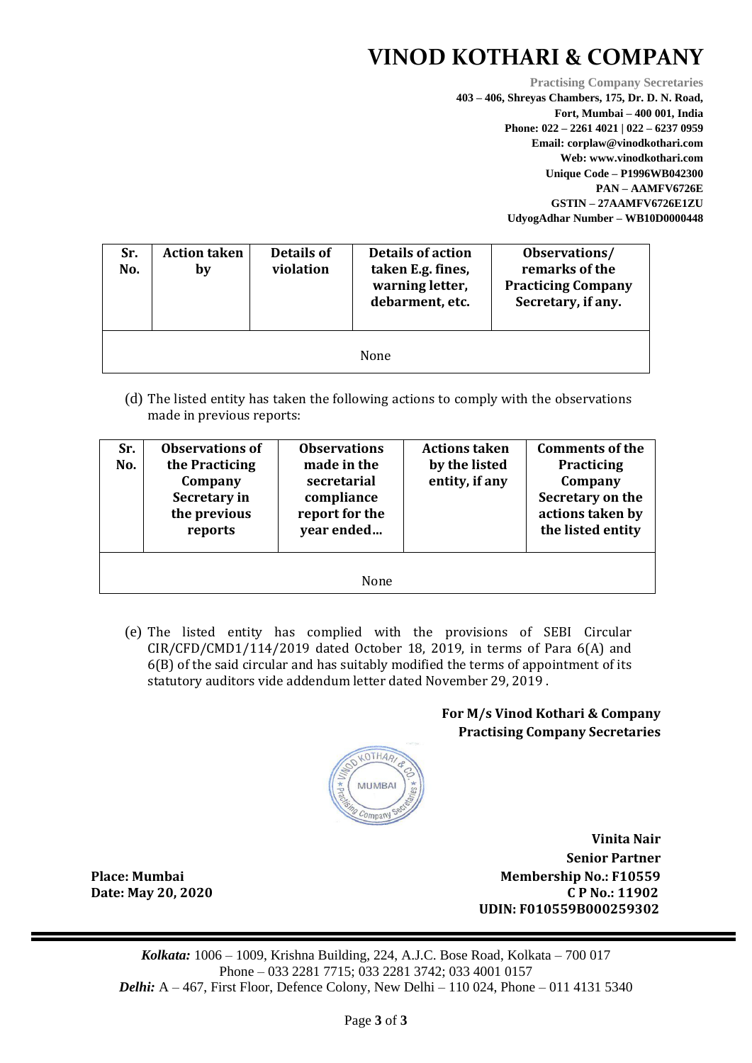# VINOD KOTHARI & COMPANY

**Practising Company Secretaries**
**403 – 406, Shreyas Chambers, 175, Dr. D. N. Road,**
**Fort, Mumbai – 400 001, India**
**Phone: 022 – 2261 4021 | 022 – 6237 0959**
**Email: corplaw@vinodkothari.com**
**Web: www.vinodkothari.com**
**Unique Code – P1996WB042300**
**PAN – AAMFV6726E**
**GSTIN – 27AAMFV6726E1ZU**
**UdyogAdhar Number – WB10D0000448**

| Sr. No. | Action taken by | Details of violation | Details of action taken E.g. fines, warning letter, debarment, etc. | Observations/ remarks of the Practicing Company Secretary, if any. |
|---|---|---|---|---|
| None | | | | |

(d) The listed entity has taken the following actions to comply with the observations made in previous reports:

| Sr. No. | Observations of the Practicing Company Secretary in the previous reports | Observations made in the secretarial compliance report for the year ended... | Actions taken by the listed entity, if any | Comments of the Practicing Company Secretary on the actions taken by the listed entity |
|---|---|---|---|---|
| None | | | | |

(e) The listed entity has complied with the provisions of SEBI Circular CIR/CFD/CMD1/114/2019 dated October 18, 2019, in terms of Para 6(A) and 6(B) of the said circular and has suitably modified the terms of appointment of its statutory auditors vide addendum letter dated November 29, 2019 .

**For M/s Vinod Kothari & Company**
**Practising Company Secretaries**

**Vinita Nair**
**Senior Partner**
**Membership No.: F10559**
**C P No.: 11902**
**UDIN: F010559B000259302**

**Place: Mumbai**
**Date: May 20, 2020**

***Kolkata:*** 1006 – 1009, Krishna Building, 224, A.J.C. Bose Road, Kolkata – 700 017
Phone – 033 2281 7715; 033 2281 3742; 033 4001 0157
***Delhi:*** A – 467, First Floor, Defence Colony, New Delhi – 110 024, Phone – 011 4131 5340